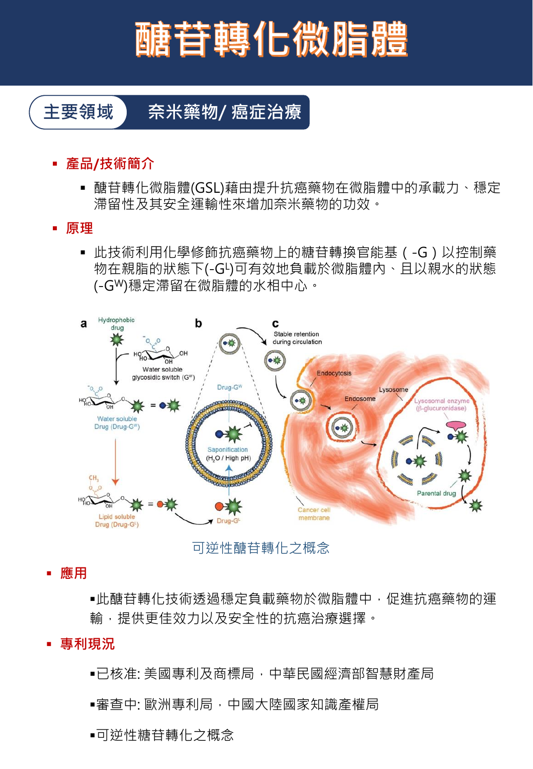# 醣苷轉化微脂體

**主要領域** 奈米藥物/ 癌症治療

- **產品/技術簡介**
  - 醣苷轉化微脂體(GSL)藉由提升抗癌藥物在微脂體中的承載力、穩定滯留性及其安全運輸性來增加奈米藥物的功效。
- **原理**
  - 此技術利用化學修飾抗癌藥物上的糖苷轉換官能基（-G）以控制藥物在親脂的狀態下($-G^L$)可有效地負載於微脂體內、且以親水的狀態($-G^W$)穩定滯留在微脂體的水相中心。

可逆性醣苷轉化之概念

- **應用**
  - 此醣苷轉化技術透過穩定負載藥物於微脂體中，促進抗癌藥物的運輸，提供更佳效力以及安全性的抗癌治療選擇。
- **專利現況**
  - 已核准: 美國專利及商標局，中華民國經濟部智慧財產局
  - 審查中: 歐洲專利局，中國大陸國家知識產權局
  - 可逆性糖苷轉化之概念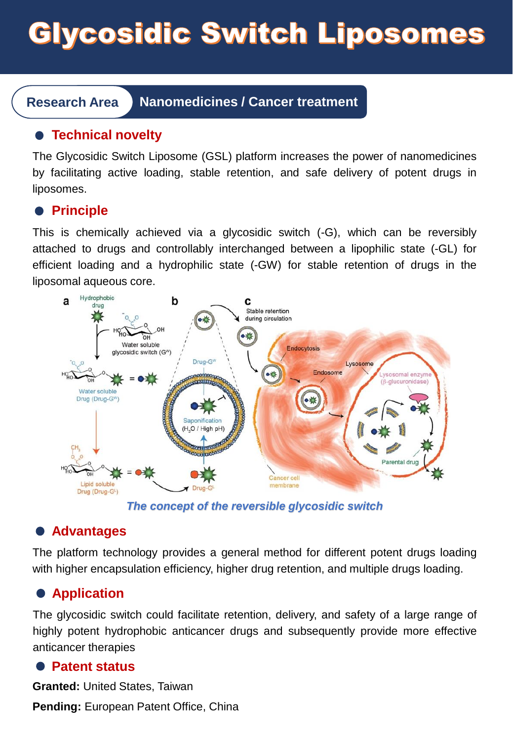# Glycosidic Switch Liposomes

**Research Area** | **Nanomedicines / Cancer treatment**

## Technical novelty

The Glycosidic Switch Liposome (GSL) platform increases the power of nanomedicines by facilitating active loading, stable retention, and safe delivery of potent drugs in liposomes.

## Principle

This is chemically achieved via a glycosidic switch (-G), which can be reversibly attached to drugs and controllably interchanged between a lipophilic state (-GL) for efficient loading and a hydrophilic state (-GW) for stable retention of drugs in the liposomal aqueous core.

*The concept of the reversible glycosidic switch*

## Advantages

The platform technology provides a general method for different potent drugs loading with higher encapsulation efficiency, higher drug retention, and multiple drugs loading.

## Application

The glycosidic switch could facilitate retention, delivery, and safety of a large range of highly potent hydrophobic anticancer drugs and subsequently provide more effective anticancer therapies

## Patent status

**Granted:** United States, Taiwan

**Pending:** European Patent Office, China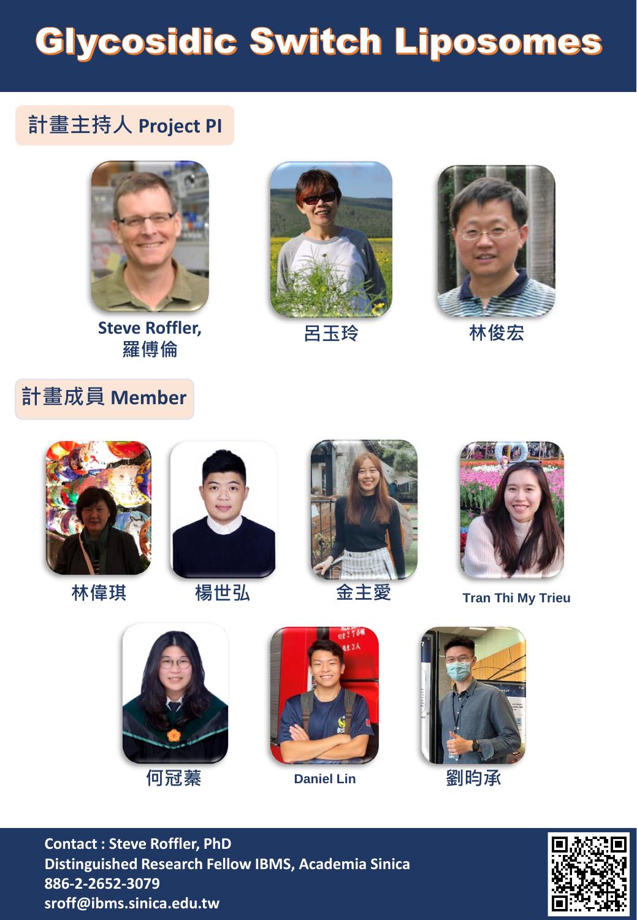# Glycosidic Switch Liposomes

## 計畫主持人 Project PI

Steve Roffler,
羅傅倫

呂玉玲

林俊宏

## 計畫成員 Member

林偉琪

楊世弘

金主愛

Tran Thi My Trieu

何冠蓁

Daniel Lin

劉昀承

**Contact : Steve Roffler, PhD**
**Distinguished Research Fellow IBMS, Academia Sinica**
**886-2-2652-3079**
**sroff@ibms.sinica.edu.tw**